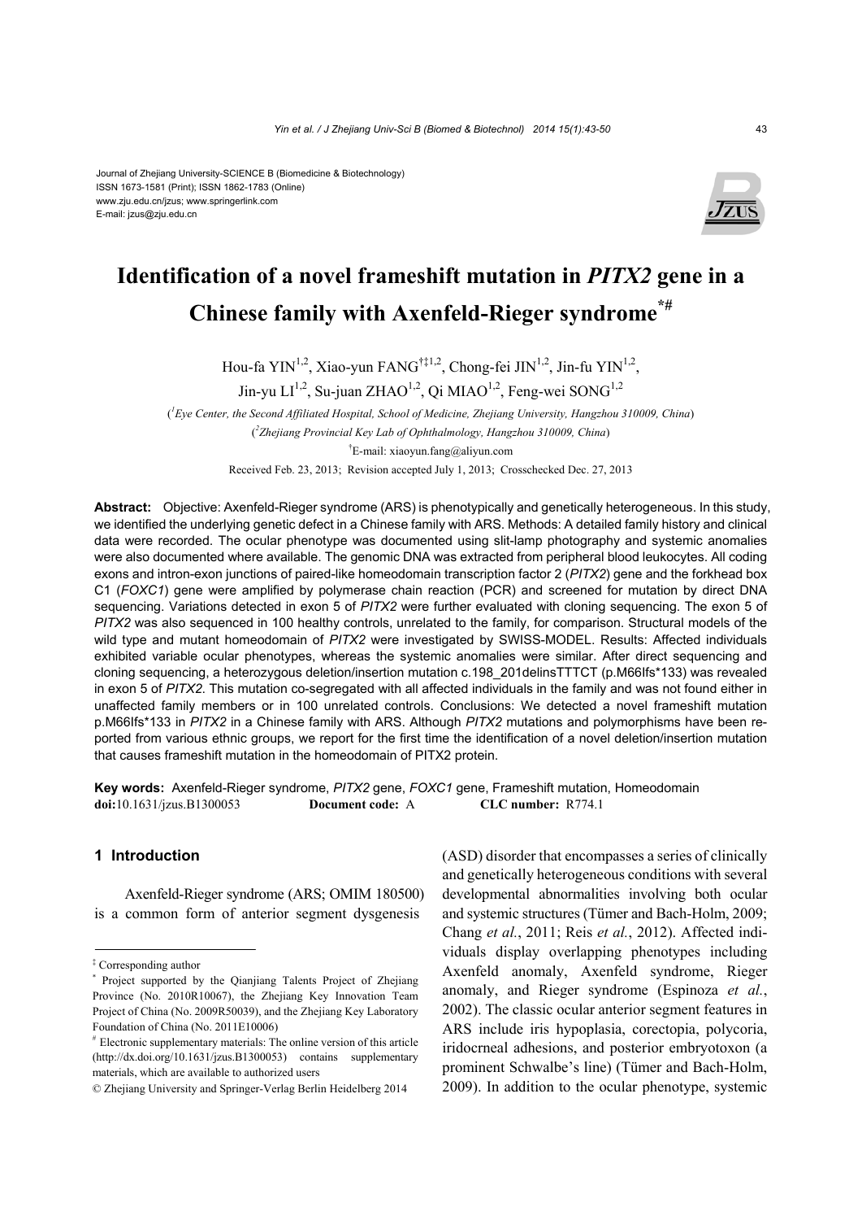Journal of Zhejiang University-SCIENCE B (Biomedicine & Biotechnology)
ISSN 1673-1581 (Print); ISSN 1862-1783 (Online)
www.zju.edu.cn/jzus; www.springerlink.com
E-mail: jzus@zju.edu.cn

# Identification of a novel frameshift mutation in *PITX2* gene in a Chinese family with Axenfeld-Rieger syndrome[*,#]

Hou-fa YIN[1,2], Xiao-yun FANG[†‡1,2], Chong-fei JIN[1,2], Jin-fu YIN[1,2], Jin-yu LI[1,2], Su-juan ZHAO[1,2], Qi MIAO[1,2], Feng-wei SONG[1,2]

([1]Eye Center, the Second Affiliated Hospital, School of Medicine, Zhejiang University, Hangzhou 310009, China)

([2]Zhejiang Provincial Key Lab of Ophthalmology, Hangzhou 310009, China)

[†]E-mail: xiaoyun.fang@aliyun.com

Received Feb. 23, 2013; Revision accepted July 1, 2013; Crosschecked Dec. 27, 2013

**Abstract:** Objective: Axenfeld-Rieger syndrome (ARS) is phenotypically and genetically heterogeneous. In this study, we identified the underlying genetic defect in a Chinese family with ARS. Methods: A detailed family history and clinical data were recorded. The ocular phenotype was documented using slit-lamp photography and systemic anomalies were also documented where available. The genomic DNA was extracted from peripheral blood leukocytes. All coding exons and intron-exon junctions of paired-like homeodomain transcription factor 2 (*PITX2*) gene and the forkhead box C1 (*FOXC1*) gene were amplified by polymerase chain reaction (PCR) and screened for mutation by direct DNA sequencing. Variations detected in exon 5 of *PITX2* were further evaluated with cloning sequencing. The exon 5 of *PITX2* was also sequenced in 100 healthy controls, unrelated to the family, for comparison. Structural models of the wild type and mutant homeodomain of *PITX2* were investigated by SWISS-MODEL. Results: Affected individuals exhibited variable ocular phenotypes, whereas the systemic anomalies were similar. After direct sequencing and cloning sequencing, a heterozygous deletion/insertion mutation c.198_201delinsTTTCT (p.M66Ifs*133) was revealed in exon 5 of *PITX2*. This mutation co-segregated with all affected individuals in the family and was not found either in unaffected family members or in 100 unrelated controls. Conclusions: We detected a novel frameshift mutation p.M66Ifs*133 in *PITX2* in a Chinese family with ARS. Although *PITX2* mutations and polymorphisms have been reported from various ethnic groups, we report for the first time the identification of a novel deletion/insertion mutation that causes frameshift mutation in the homeodomain of PITX2 protein.

**Key words:** Axenfeld-Rieger syndrome, *PITX2* gene, *FOXC1* gene, Frameshift mutation, Homeodomain
**doi:**10.1631/jzus.B1300053 **Document code:** A **CLC number:** R774.1

## 1 Introduction

Axenfeld-Rieger syndrome (ARS; OMIM 180500) is a common form of anterior segment dysgenesis (ASD) disorder that encompasses a series of clinically and genetically heterogeneous conditions with several developmental abnormalities involving both ocular and systemic structures (Tümer and Bach-Holm, 2009; Chang *et al.*, 2011; Reis *et al.*, 2012). Affected individuals display overlapping phenotypes including Axenfeld anomaly, Axenfeld syndrome, Rieger anomaly, and Rieger syndrome (Espinoza *et al.*, 2002). The classic ocular anterior segment features in ARS include iris hypoplasia, corectopia, polycoria, iridocrneal adhesions, and posterior embryotoxon (a prominent Schwalbe's line) (Tümer and Bach-Holm, 2009). In addition to the ocular phenotype, systemic

---

‡ Corresponding author

\* Project supported by the Qianjiang Talents Project of Zhejiang Province (No. 2010R10067), the Zhejiang Key Innovation Team Project of China (No. 2009R50039), and the Zhejiang Key Laboratory Foundation of China (No. 2011E10006)

\# Electronic supplementary materials: The online version of this article (http://dx.doi.org/10.1631/jzus.B1300053) contains supplementary materials, which are available to authorized users

© Zhejiang University and Springer-Verlag Berlin Heidelberg 2014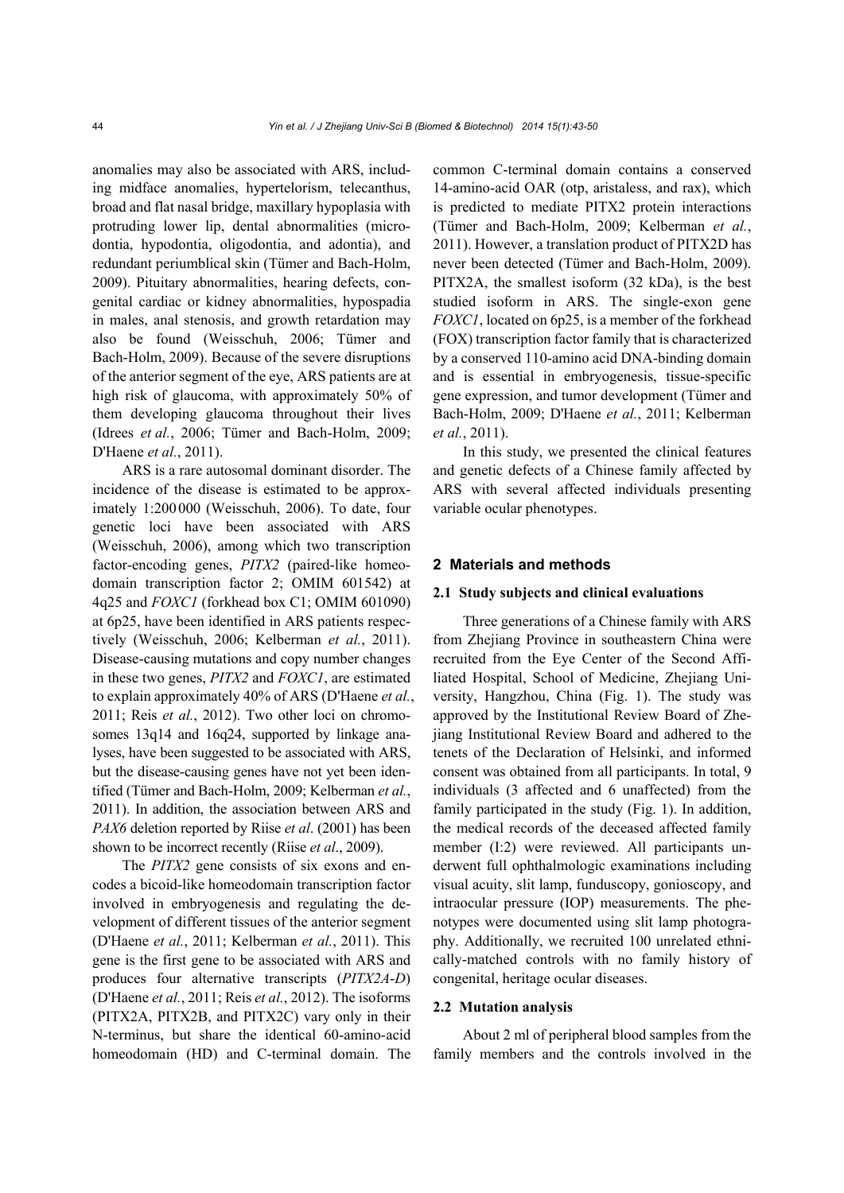anomalies may also be associated with ARS, including midface anomalies, hypertelorism, telecanthus, broad and flat nasal bridge, maxillary hypoplasia with protruding lower lip, dental abnormalities (microdontia, hypodontia, oligodontia, and adontia), and redundant periumblical skin (Tümer and Bach-Holm, 2009). Pituitary abnormalities, hearing defects, congenital cardiac or kidney abnormalities, hypospadia in males, anal stenosis, and growth retardation may also be found (Weisschuh, 2006; Tümer and Bach-Holm, 2009). Because of the severe disruptions of the anterior segment of the eye, ARS patients are at high risk of glaucoma, with approximately 50% of them developing glaucoma throughout their lives (Idrees *et al.*, 2006; Tümer and Bach-Holm, 2009; D'Haene *et al.*, 2011).

ARS is a rare autosomal dominant disorder. The incidence of the disease is estimated to be approximately 1:200 000 (Weisschuh, 2006). To date, four genetic loci have been associated with ARS (Weisschuh, 2006), among which two transcription factor-encoding genes, *PITX2* (paired-like homeodomain transcription factor 2; OMIM 601542) at 4q25 and *FOXC1* (forkhead box C1; OMIM 601090) at 6p25, have been identified in ARS patients respectively (Weisschuh, 2006; Kelberman *et al.*, 2011). Disease-causing mutations and copy number changes in these two genes, *PITX2* and *FOXC1*, are estimated to explain approximately 40% of ARS (D'Haene *et al.*, 2011; Reis *et al.*, 2012). Two other loci on chromosomes 13q14 and 16q24, supported by linkage analyses, have been suggested to be associated with ARS, but the disease-causing genes have not yet been identified (Tümer and Bach-Holm, 2009; Kelberman *et al.*, 2011). In addition, the association between ARS and *PAX6* deletion reported by Riise *et al*. (2001) has been shown to be incorrect recently (Riise *et al*., 2009).

The *PITX2* gene consists of six exons and encodes a bicoid-like homeodomain transcription factor involved in embryogenesis and regulating the development of different tissues of the anterior segment (D'Haene *et al.*, 2011; Kelberman *et al.*, 2011). This gene is the first gene to be associated with ARS and produces four alternative transcripts (*PITX2A-D*) (D'Haene *et al.*, 2011; Reis *et al.*, 2012). The isoforms (PITX2A, PITX2B, and PITX2C) vary only in their N-terminus, but share the identical 60-amino-acid homeodomain (HD) and C-terminal domain. The common C-terminal domain contains a conserved 14-amino-acid OAR (otp, aristaless, and rax), which is predicted to mediate PITX2 protein interactions (Tümer and Bach-Holm, 2009; Kelberman *et al.*, 2011). However, a translation product of PITX2D has never been detected (Tümer and Bach-Holm, 2009). PITX2A, the smallest isoform (32 kDa), is the best studied isoform in ARS. The single-exon gene *FOXC1*, located on 6p25, is a member of the forkhead (FOX) transcription factor family that is characterized by a conserved 110-amino acid DNA-binding domain and is essential in embryogenesis, tissue-specific gene expression, and tumor development (Tümer and Bach-Holm, 2009; D'Haene *et al.*, 2011; Kelberman *et al.*, 2011).

In this study, we presented the clinical features and genetic defects of a Chinese family affected by ARS with several affected individuals presenting variable ocular phenotypes.

## 2 Materials and methods

### 2.1 Study subjects and clinical evaluations

Three generations of a Chinese family with ARS from Zhejiang Province in southeastern China were recruited from the Eye Center of the Second Affiliated Hospital, School of Medicine, Zhejiang University, Hangzhou, China (Fig. 1). The study was approved by the Institutional Review Board of Zhejiang Institutional Review Board and adhered to the tenets of the Declaration of Helsinki, and informed consent was obtained from all participants. In total, 9 individuals (3 affected and 6 unaffected) from the family participated in the study (Fig. 1). In addition, the medical records of the deceased affected family member (I:2) were reviewed. All participants underwent full ophthalmologic examinations including visual acuity, slit lamp, funduscopy, gonioscopy, and intraocular pressure (IOP) measurements. The phenotypes were documented using slit lamp photography. Additionally, we recruited 100 unrelated ethnically-matched controls with no family history of congenital, heritage ocular diseases.

### 2.2 Mutation analysis

About 2 ml of peripheral blood samples from the family members and the controls involved in the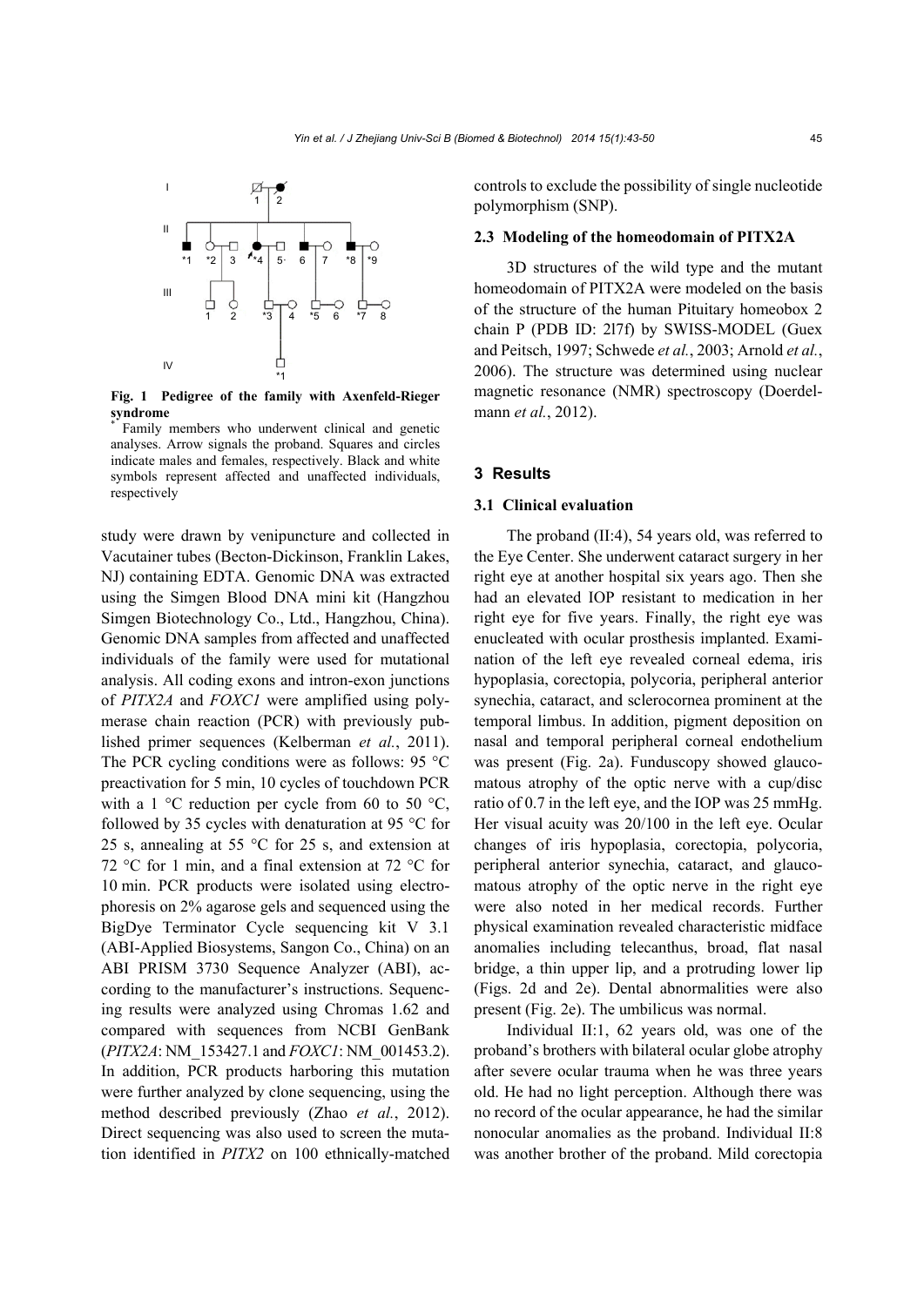Fig. 1 Pedigree of the family with Axenfeld-Rieger syndrome

* Family members who underwent clinical and genetic analyses. Arrow signals the proband. Squares and circles indicate males and females, respectively. Black and white symbols represent affected and unaffected individuals, respectively

study were drawn by venipuncture and collected in Vacutainer tubes (Becton-Dickinson, Franklin Lakes, NJ) containing EDTA. Genomic DNA was extracted using the Simgen Blood DNA mini kit (Hangzhou Simgen Biotechnology Co., Ltd., Hangzhou, China). Genomic DNA samples from affected and unaffected individuals of the family were used for mutational analysis. All coding exons and intron-exon junctions of *PITX2A* and *FOXC1* were amplified using polymerase chain reaction (PCR) with previously published primer sequences (Kelberman *et al.*, 2011). The PCR cycling conditions were as follows: 95 °C preactivation for 5 min, 10 cycles of touchdown PCR with a 1 °C reduction per cycle from 60 to 50 °C, followed by 35 cycles with denaturation at 95 °C for 25 s, annealing at 55 °C for 25 s, and extension at 72 °C for 1 min, and a final extension at 72 °C for 10 min. PCR products were isolated using electrophoresis on 2% agarose gels and sequenced using the BigDye Terminator Cycle sequencing kit V 3.1 (ABI-Applied Biosystems, Sangon Co., China) on an ABI PRISM 3730 Sequence Analyzer (ABI), according to the manufacturer's instructions. Sequencing results were analyzed using Chromas 1.62 and compared with sequences from NCBI GenBank (*PITX2A*: NM_153427.1 and *FOXC1*: NM_001453.2). In addition, PCR products harboring this mutation were further analyzed by clone sequencing, using the method described previously (Zhao *et al.*, 2012). Direct sequencing was also used to screen the mutation identified in *PITX2* on 100 ethnically-matched controls to exclude the possibility of single nucleotide polymorphism (SNP).

### 2.3 Modeling of the homeodomain of PITX2A

3D structures of the wild type and the mutant homeodomain of PITX2A were modeled on the basis of the structure of the human Pituitary homeobox 2 chain P (PDB ID: 2l7f) by SWISS-MODEL (Guex and Peitsch, 1997; Schwede *et al.*, 2003; Arnold *et al.*, 2006). The structure was determined using nuclear magnetic resonance (NMR) spectroscopy (Doerdelmann *et al.*, 2012).

## 3 Results

### 3.1 Clinical evaluation

The proband (II:4), 54 years old, was referred to the Eye Center. She underwent cataract surgery in her right eye at another hospital six years ago. Then she had an elevated IOP resistant to medication in her right eye for five years. Finally, the right eye was enucleated with ocular prosthesis implanted. Examination of the left eye revealed corneal edema, iris hypoplasia, corectopia, polycoria, peripheral anterior synechia, cataract, and sclerocornea prominent at the temporal limbus. In addition, pigment deposition on nasal and temporal peripheral corneal endothelium was present (Fig. 2a). Funduscopy showed glaucomatous atrophy of the optic nerve with a cup/disc ratio of 0.7 in the left eye, and the IOP was 25 mmHg. Her visual acuity was 20/100 in the left eye. Ocular changes of iris hypoplasia, corectopia, polycoria, peripheral anterior synechia, cataract, and glaucomatous atrophy of the optic nerve in the right eye were also noted in her medical records. Further physical examination revealed characteristic midface anomalies including telecanthus, broad, flat nasal bridge, a thin upper lip, and a protruding lower lip (Figs. 2d and 2e). Dental abnormalities were also present (Fig. 2e). The umbilicus was normal.

Individual II:1, 62 years old, was one of the proband's brothers with bilateral ocular globe atrophy after severe ocular trauma when he was three years old. He had no light perception. Although there was no record of the ocular appearance, he had the similar nonocular anomalies as the proband. Individual II:8 was another brother of the proband. Mild corectopia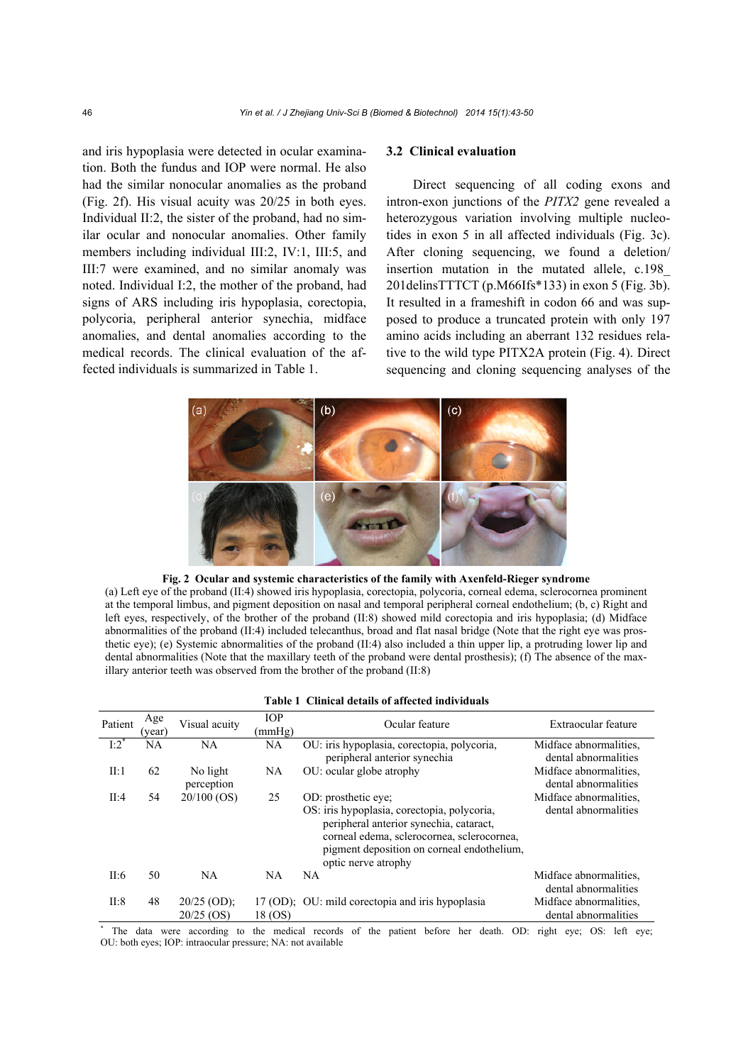and iris hypoplasia were detected in ocular examination. Both the fundus and IOP were normal. He also had the similar nonocular anomalies as the proband (Fig. 2f). His visual acuity was 20/25 in both eyes. Individual II:2, the sister of the proband, had no similar ocular and nonocular anomalies. Other family members including individual III:2, IV:1, III:5, and III:7 were examined, and no similar anomaly was noted. Individual I:2, the mother of the proband, had signs of ARS including iris hypoplasia, corectopia, polycoria, peripheral anterior synechia, midface anomalies, and dental anomalies according to the medical records. The clinical evaluation of the affected individuals is summarized in Table 1.

### 3.2 Clinical evaluation

Direct sequencing of all coding exons and intron-exon junctions of the *PITX2* gene revealed a heterozygous variation involving multiple nucleotides in exon 5 in all affected individuals (Fig. 3c). After cloning sequencing, we found a deletion/insertion mutation in the mutated allele, c.198_201delinsTTTCT (p.M66Ifs*133) in exon 5 (Fig. 3b). It resulted in a frameshift in codon 66 and was supposed to produce a truncated protein with only 197 amino acids including an aberrant 132 residues relative to the wild type PITX2A protein (Fig. 4). Direct sequencing and cloning sequencing analyses of the

**Fig. 2 Ocular and systemic characteristics of the family with Axenfeld-Rieger syndrome**

(a) Left eye of the proband (II:4) showed iris hypoplasia, corectopia, polycoria, corneal edema, sclerocornea prominent at the temporal limbus, and pigment deposition on nasal and temporal peripheral corneal endothelium; (b, c) Right and left eyes, respectively, of the brother of the proband (II:8) showed mild corectopia and iris hypoplasia; (d) Midface abnormalities of the proband (II:4) included telecanthus, broad and flat nasal bridge (Note that the right eye was prosthetic eye); (e) Systemic abnormalities of the proband (II:4) also included a thin upper lip, a protruding lower lip and dental abnormalities (Note that the maxillary teeth of the proband were dental prosthesis); (f) The absence of the maxillary anterior teeth was observed from the brother of the proband (II:8)

**Table 1 Clinical details of affected individuals**

| Patient | Age (year) | Visual acuity | IOP (mmHg) | Ocular feature | Extraocular feature |
|---|---|---|---|---|---|
| I:2[*] | NA | NA | NA | OU: iris hypoplasia, corectopia, polycoria, peripheral anterior synechia | Midface abnormalities, dental abnormalities |
| II:1 | 62 | No light perception | NA | OU: ocular globe atrophy | Midface abnormalities, dental abnormalities |
| II:4 | 54 | 20/100 (OS) | 25 | OD: prosthetic eye; OS: iris hypoplasia, corectopia, polycoria, peripheral anterior synechia, cataract, corneal edema, sclerocornea, sclerocornea, pigment deposition on corneal endothelium, optic nerve atrophy | Midface abnormalities, dental abnormalities |
| II:6 | 50 | NA | NA | NA | Midface abnormalities, dental abnormalities |
| II:8 | 48 | 20/25 (OD); 20/25 (OS) | 17 (OD); 18 (OS) | OU: mild corectopia and iris hypoplasia | Midface abnormalities, dental abnormalities |

[*] The data were according to the medical records of the patient before her death. OD: right eye; OS: left eye; OU: both eyes; IOP: intraocular pressure; NA: not available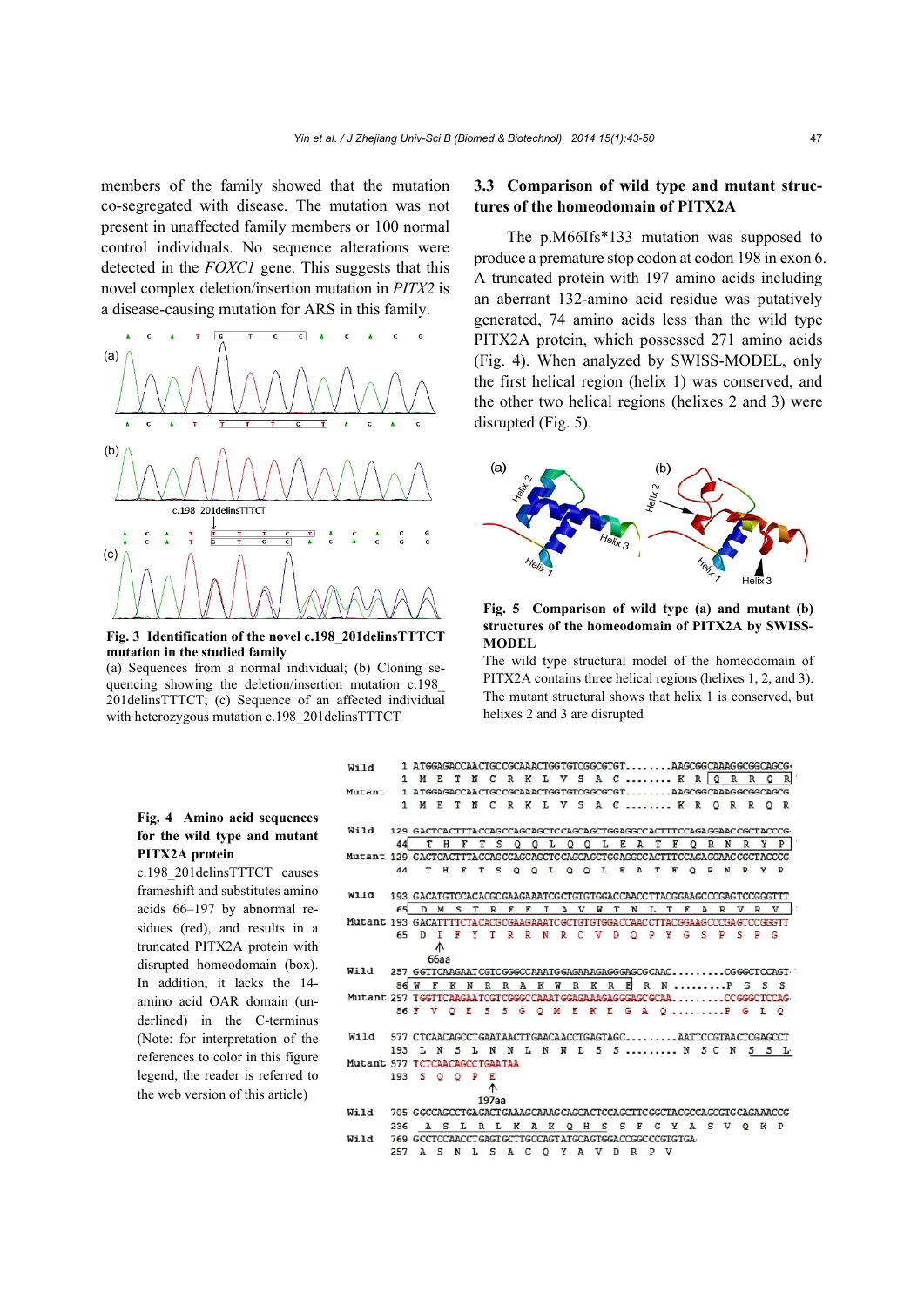members of the family showed that the mutation co-segregated with disease. The mutation was not present in unaffected family members or 100 normal control individuals. No sequence alterations were detected in the *FOXC1* gene. This suggests that this novel complex deletion/insertion mutation in *PITX2* is a disease-causing mutation for ARS in this family.

**Fig. 3 Identification of the novel c.198_201delinsTTTCT mutation in the studied family**

(a) Sequences from a normal individual; (b) Cloning sequencing showing the deletion/insertion mutation c.198_201delinsTTTCT; (c) Sequence of an affected individual with heterozygous mutation c.198_201delinsTTTCT

### 3.3 Comparison of wild type and mutant structures of the homeodomain of PITX2A

The p.M66Ifs*133 mutation was supposed to produce a premature stop codon at codon 198 in exon 6. A truncated protein with 197 amino acids including an aberrant 132-amino acid residue was putatively generated, 74 amino acids less than the wild type PITX2A protein, which possessed 271 amino acids (Fig. 4). When analyzed by SWISS-MODEL, only the first helical region (helix 1) was conserved, and the other two helical regions (helixes 2 and 3) were disrupted (Fig. 5).

**Fig. 5 Comparison of wild type (a) and mutant (b) structures of the homeodomain of PITX2A by SWISS-MODEL**

The wild type structural model of the homeodomain of PITX2A contains three helical regions (helixes 1, 2, and 3). The mutant structural shows that helix 1 is conserved, but helixes 2 and 3 are disrupted

**Fig. 4 Amino acid sequences for the wild type and mutant PITX2A protein**

c.198_201delinsTTTCT causes frameshift and substitutes amino acids 66–197 by abnormal residues (red), and results in a truncated PITX2A protein with disrupted homeodomain (box). In addition, it lacks the 14-amino acid OAR domain (underlined) in the C-terminus (Note: for interpretation of the references to color in this figure legend, the reader is referred to the web version of this article)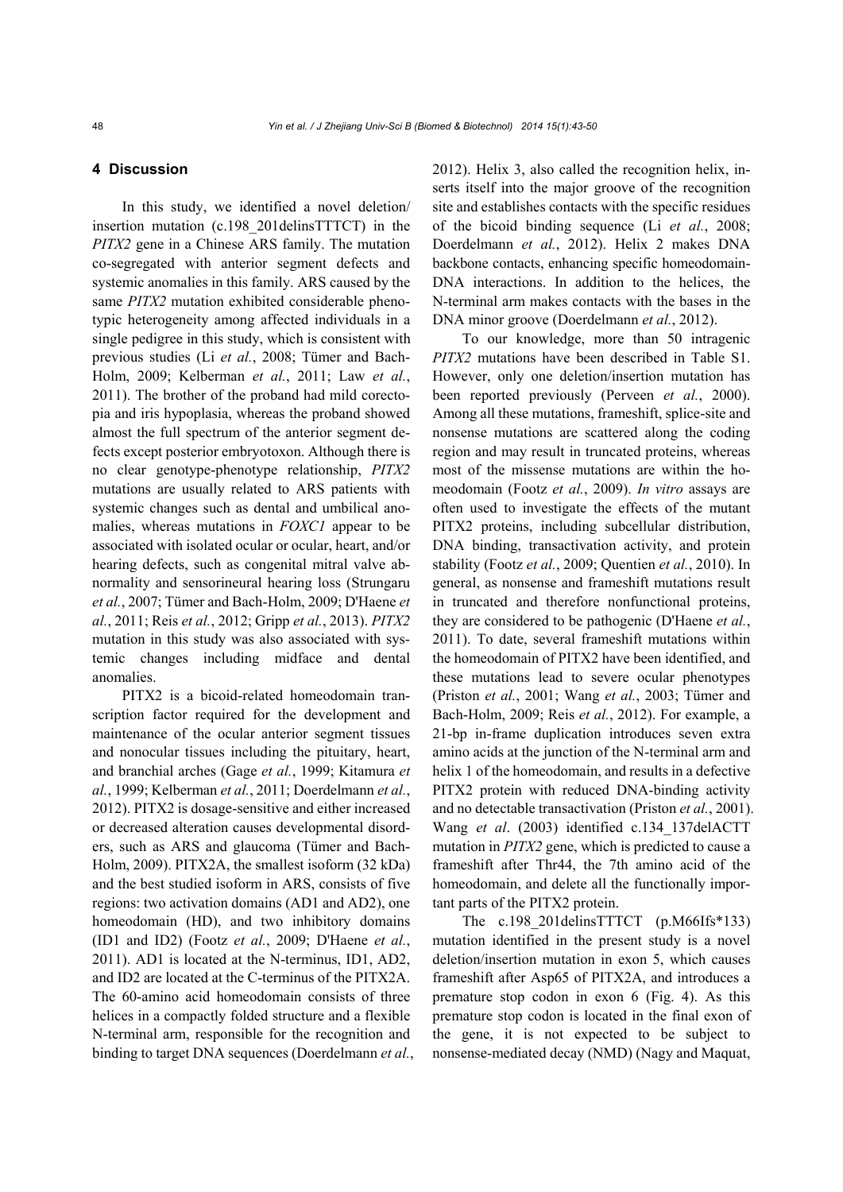## 4 Discussion

In this study, we identified a novel deletion/insertion mutation (c.198_201delinsTTTCT) in the *PITX2* gene in a Chinese ARS family. The mutation co-segregated with anterior segment defects and systemic anomalies in this family. ARS caused by the same *PITX2* mutation exhibited considerable phenotypic heterogeneity among affected individuals in a single pedigree in this study, which is consistent with previous studies (Li *et al.*, 2008; Tümer and Bach-Holm, 2009; Kelberman *et al.*, 2011; Law *et al.*, 2011). The brother of the proband had mild corectopia and iris hypoplasia, whereas the proband showed almost the full spectrum of the anterior segment defects except posterior embryotoxon. Although there is no clear genotype-phenotype relationship, *PITX2* mutations are usually related to ARS patients with systemic changes such as dental and umbilical anomalies, whereas mutations in *FOXC1* appear to be associated with isolated ocular or ocular, heart, and/or hearing defects, such as congenital mitral valve abnormality and sensorineural hearing loss (Strungaru *et al.*, 2007; Tümer and Bach-Holm, 2009; D'Haene *et al.*, 2011; Reis *et al.*, 2012; Gripp *et al.*, 2013). *PITX2* mutation in this study was also associated with systemic changes including midface and dental anomalies.

PITX2 is a bicoid-related homeodomain transcription factor required for the development and maintenance of the ocular anterior segment tissues and nonocular tissues including the pituitary, heart, and branchial arches (Gage *et al.*, 1999; Kitamura *et al.*, 1999; Kelberman *et al.*, 2011; Doerdelmann *et al.*, 2012). PITX2 is dosage-sensitive and either increased or decreased alteration causes developmental disorders, such as ARS and glaucoma (Tümer and Bach-Holm, 2009). PITX2A, the smallest isoform (32 kDa) and the best studied isoform in ARS, consists of five regions: two activation domains (AD1 and AD2), one homeodomain (HD), and two inhibitory domains (ID1 and ID2) (Footz *et al.*, 2009; D'Haene *et al.*, 2011). AD1 is located at the N-terminus, ID1, AD2, and ID2 are located at the C-terminus of the PITX2A. The 60-amino acid homeodomain consists of three helices in a compactly folded structure and a flexible N-terminal arm, responsible for the recognition and binding to target DNA sequences (Doerdelmann *et al.*, 2012). Helix 3, also called the recognition helix, inserts itself into the major groove of the recognition site and establishes contacts with the specific residues of the bicoid binding sequence (Li *et al.*, 2008; Doerdelmann *et al.*, 2012). Helix 2 makes DNA backbone contacts, enhancing specific homeodomain-DNA interactions. In addition to the helices, the N-terminal arm makes contacts with the bases in the DNA minor groove (Doerdelmann *et al.*, 2012).

To our knowledge, more than 50 intragenic *PITX2* mutations have been described in Table S1. However, only one deletion/insertion mutation has been reported previously (Perveen *et al.*, 2000). Among all these mutations, frameshift, splice-site and nonsense mutations are scattered along the coding region and may result in truncated proteins, whereas most of the missense mutations are within the homeodomain (Footz *et al.*, 2009). *In vitro* assays are often used to investigate the effects of the mutant PITX2 proteins, including subcellular distribution, DNA binding, transactivation activity, and protein stability (Footz *et al.*, 2009; Quentien *et al.*, 2010). In general, as nonsense and frameshift mutations result in truncated and therefore nonfunctional proteins, they are considered to be pathogenic (D'Haene *et al.*, 2011). To date, several frameshift mutations within the homeodomain of PITX2 have been identified, and these mutations lead to severe ocular phenotypes (Priston *et al.*, 2001; Wang *et al.*, 2003; Tümer and Bach-Holm, 2009; Reis *et al.*, 2012). For example, a 21-bp in-frame duplication introduces seven extra amino acids at the junction of the N-terminal arm and helix 1 of the homeodomain, and results in a defective PITX2 protein with reduced DNA-binding activity and no detectable transactivation (Priston *et al.*, 2001). Wang *et al*. (2003) identified c.134_137delACTT mutation in *PITX2* gene, which is predicted to cause a frameshift after Thr44, the 7th amino acid of the homeodomain, and delete all the functionally important parts of the PITX2 protein.

The c.198_201delinsTTTCT (p.M66Ifs*133) mutation identified in the present study is a novel deletion/insertion mutation in exon 5, which causes frameshift after Asp65 of PITX2A, and introduces a premature stop codon in exon 6 (Fig. 4). As this premature stop codon is located in the final exon of the gene, it is not expected to be subject to nonsense-mediated decay (NMD) (Nagy and Maquat,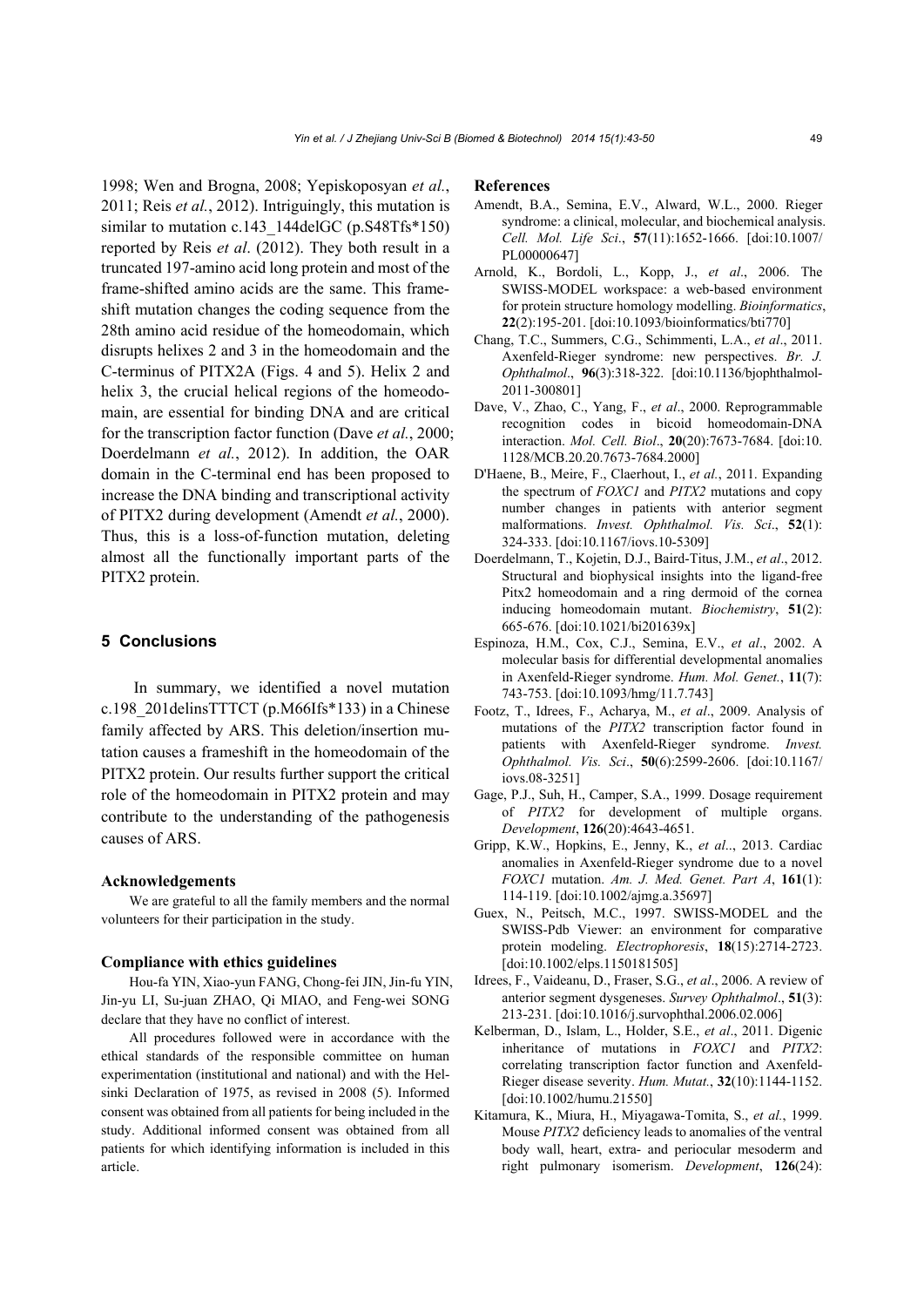1998; Wen and Brogna, 2008; Yepiskoposyan *et al.*, 2011; Reis *et al.*, 2012). Intriguingly, this mutation is similar to mutation c.143_144delGC (p.S48Tfs*150) reported by Reis *et al*. (2012). They both result in a truncated 197-amino acid long protein and most of the frame-shifted amino acids are the same. This frame-shift mutation changes the coding sequence from the 28th amino acid residue of the homeodomain, which disrupts helixes 2 and 3 in the homeodomain and the C-terminus of PITX2A (Figs. 4 and 5). Helix 2 and helix 3, the crucial helical regions of the homeodomain, are essential for binding DNA and are critical for the transcription factor function (Dave *et al.*, 2000; Doerdelmann *et al.*, 2012). In addition, the OAR domain in the C-terminal end has been proposed to increase the DNA binding and transcriptional activity of PITX2 during development (Amendt *et al.*, 2000). Thus, this is a loss-of-function mutation, deleting almost all the functionally important parts of the PITX2 protein.

## 5 Conclusions

In summary, we identified a novel mutation c.198_201delinsTTTCT (p.M66Ifs*133) in a Chinese family affected by ARS. This deletion/insertion mutation causes a frameshift in the homeodomain of the PITX2 protein. Our results further support the critical role of the homeodomain in PITX2 protein and may contribute to the understanding of the pathogenesis causes of ARS.

### Acknowledgements

We are grateful to all the family members and the normal volunteers for their participation in the study.

### Compliance with ethics guidelines

Hou-fa YIN, Xiao-yun FANG, Chong-fei JIN, Jin-fu YIN, Jin-yu LI, Su-juan ZHAO, Qi MIAO, and Feng-wei SONG declare that they have no conflict of interest.

All procedures followed were in accordance with the ethical standards of the responsible committee on human experimentation (institutional and national) and with the Helsinki Declaration of 1975, as revised in 2008 (5). Informed consent was obtained from all patients for being included in the study. Additional informed consent was obtained from all patients for which identifying information is included in this article.

## References

Amendt, B.A., Semina, E.V., Alward, W.L., 2000. Rieger syndrome: a clinical, molecular, and biochemical analysis. *Cell. Mol. Life Sci*., **57**(11):1652-1666. [doi:10.1007/PL00000647]

Arnold, K., Bordoli, L., Kopp, J., *et al*., 2006. The SWISS-MODEL workspace: a web-based environment for protein structure homology modelling. *Bioinformatics*, **22**(2):195-201. [doi:10.1093/bioinformatics/bti770]

Chang, T.C., Summers, C.G., Schimmenti, L.A., *et al*., 2011. Axenfeld-Rieger syndrome: new perspectives. *Br. J. Ophthalmol*., **96**(3):318-322. [doi:10.1136/bjophthalmol-2011-300801]

Dave, V., Zhao, C., Yang, F., *et al*., 2000. Reprogrammable recognition codes in bicoid homeodomain-DNA interaction. *Mol. Cell. Biol*., **20**(20):7673-7684. [doi:10.1128/MCB.20.20.7673-7684.2000]

D'Haene, B., Meire, F., Claerhout, I., *et al*., 2011. Expanding the spectrum of *FOXC1* and *PITX2* mutations and copy number changes in patients with anterior segment malformations. *Invest. Ophthalmol. Vis. Sci*., **52**(1): 324-333. [doi:10.1167/iovs.10-5309]

Doerdelmann, T., Kojetin, D.J., Baird-Titus, J.M., *et al*., 2012. Structural and biophysical insights into the ligand-free Pitx2 homeodomain and a ring dermoid of the cornea inducing homeodomain mutant. *Biochemistry*, **51**(2): 665-676. [doi:10.1021/bi201639x]

Espinoza, H.M., Cox, C.J., Semina, E.V., *et al*., 2002. A molecular basis for differential developmental anomalies in Axenfeld-Rieger syndrome. *Hum. Mol. Genet.*, **11**(7): 743-753. [doi:10.1093/hmg/11.7.743]

Footz, T., Idrees, F., Acharya, M., *et al*., 2009. Analysis of mutations of the *PITX2* transcription factor found in patients with Axenfeld-Rieger syndrome. *Invest. Ophthalmol. Vis. Sci*., **50**(6):2599-2606. [doi:10.1167/iovs.08-3251]

Gage, P.J., Suh, H., Camper, S.A., 1999. Dosage requirement of *PITX2* for development of multiple organs. *Development*, **126**(20):4643-4651.

Gripp, K.W., Hopkins, E., Jenny, K., *et al*.., 2013. Cardiac anomalies in Axenfeld-Rieger syndrome due to a novel *FOXC1* mutation. *Am. J. Med. Genet. Part A*, **161**(1): 114-119. [doi:10.1002/ajmg.a.35697]

Guex, N., Peitsch, M.C., 1997. SWISS-MODEL and the SWISS-Pdb Viewer: an environment for comparative protein modeling. *Electrophoresis*, **18**(15):2714-2723. [doi:10.1002/elps.1150181505]

Idrees, F., Vaideanu, D., Fraser, S.G., *et al*., 2006. A review of anterior segment dysgeneses. *Survey Ophthalmol*., **51**(3): 213-231. [doi:10.1016/j.survophthal.2006.02.006]

Kelberman, D., Islam, L., Holder, S.E., *et al*., 2011. Digenic inheritance of mutations in *FOXC1* and *PITX2*: correlating transcription factor function and Axenfeld-Rieger disease severity. *Hum. Mutat.*, **32**(10):1144-1152. [doi:10.1002/humu.21550]

Kitamura, K., Miura, H., Miyagawa-Tomita, S., *et al.*, 1999. Mouse *PITX2* deficiency leads to anomalies of the ventral body wall, heart, extra- and periocular mesoderm and right pulmonary isomerism. *Development*, **126**(24):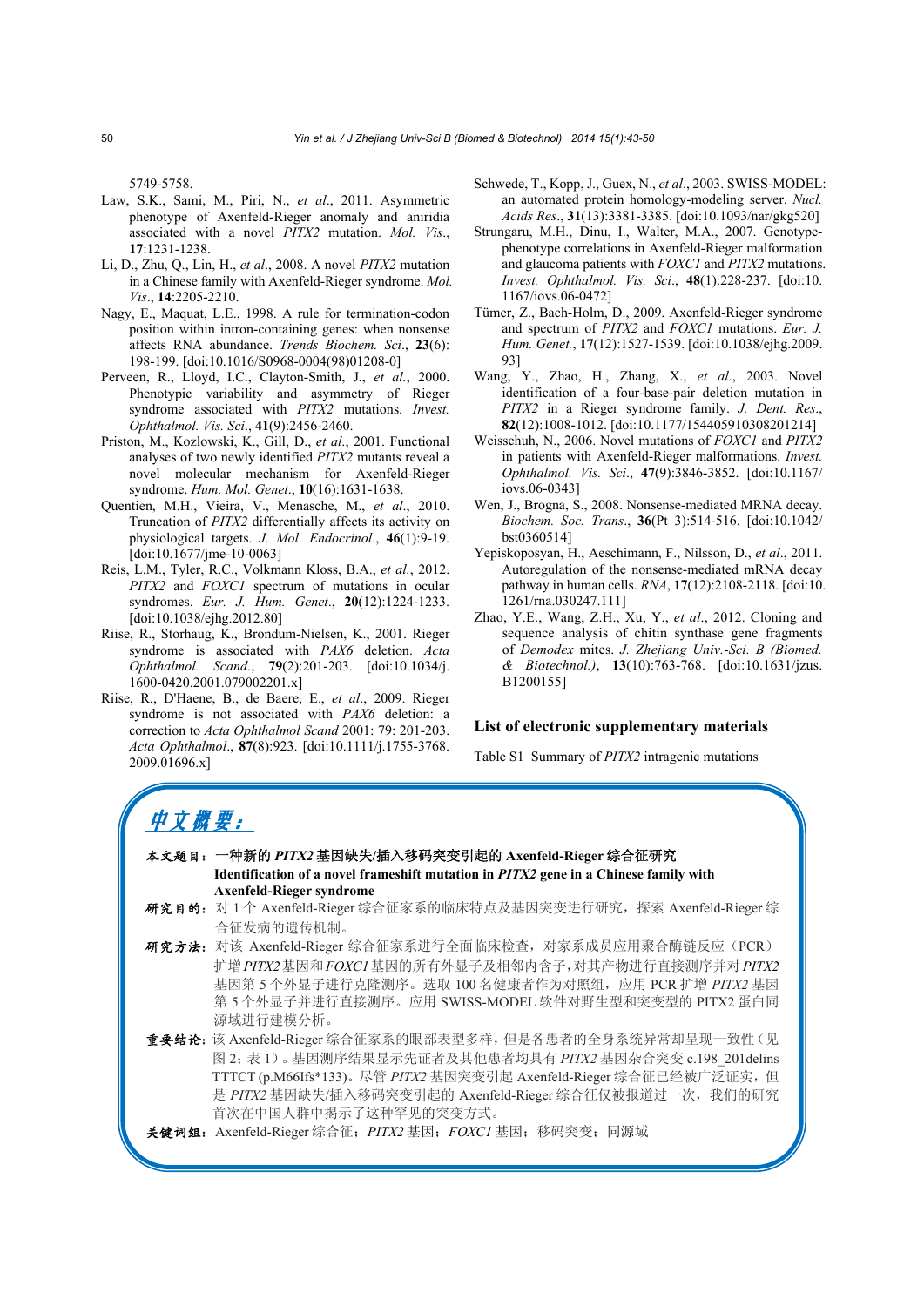5749-5758.

Law, S.K., Sami, M., Piri, N., *et al*., 2011. Asymmetric phenotype of Axenfeld-Rieger anomaly and aniridia associated with a novel *PITX2* mutation. *Mol. Vis*., **17**:1231-1238.

Li, D., Zhu, Q., Lin, H., *et al*., 2008. A novel *PITX2* mutation in a Chinese family with Axenfeld-Rieger syndrome. *Mol. Vis*., **14**:2205-2210.

Nagy, E., Maquat, L.E., 1998. A rule for termination-codon position within intron-containing genes: when nonsense affects RNA abundance. *Trends Biochem. Sci*., **23**(6): 198-199. [doi:10.1016/S0968-0004(98)01208-0]

Perveen, R., Lloyd, I.C., Clayton-Smith, J., *et al.*, 2000. Phenotypic variability and asymmetry of Rieger syndrome associated with *PITX2* mutations. *Invest. Ophthalmol. Vis. Sci*., **41**(9):2456-2460.

Priston, M., Kozlowski, K., Gill, D., *et al*., 2001. Functional analyses of two newly identified *PITX2* mutants reveal a novel molecular mechanism for Axenfeld-Rieger syndrome. *Hum. Mol. Genet*., **10**(16):1631-1638.

Quentien, M.H., Vieira, V., Menasche, M., *et al*., 2010. Truncation of *PITX2* differentially affects its activity on physiological targets. *J. Mol. Endocrinol*., **46**(1):9-19. [doi:10.1677/jme-10-0063]

Reis, L.M., Tyler, R.C., Volkmann Kloss, B.A., *et al*., 2012. *PITX2* and *FOXC1* spectrum of mutations in ocular syndromes. *Eur. J. Hum. Genet*., **20**(12):1224-1233. [doi:10.1038/ejhg.2012.80]

Riise, R., Storhaug, K., Brondum-Nielsen, K., 2001. Rieger syndrome is associated with *PAX6* deletion. *Acta Ophthalmol. Scand*., **79**(2):201-203. [doi:10.1034/j. 1600-0420.2001.079002201.x]

Riise, R., D'Haene, B., de Baere, E., *et al*., 2009. Rieger syndrome is not associated with *PAX6* deletion: a correction to *Acta Ophthalmol Scand* 2001: 79: 201-203. *Acta Ophthalmol*., **87**(8):923. [doi:10.1111/j.1755-3768. 2009.01696.x]

Schwede, T., Kopp, J., Guex, N., *et al*., 2003. SWISS-MODEL: an automated protein homology-modeling server. *Nucl. Acids Res*., **31**(13):3381-3385. [doi:10.1093/nar/gkg520]

Strungaru, M.H., Dinu, I., Walter, M.A., 2007. Genotype-phenotype correlations in Axenfeld-Rieger malformation and glaucoma patients with *FOXC1* and *PITX2* mutations. *Invest. Ophthalmol. Vis. Sci*., **48**(1):228-237. [doi:10. 1167/iovs.06-0472]

Tümer, Z., Bach-Holm, D., 2009. Axenfeld-Rieger syndrome and spectrum of *PITX2* and *FOXC1* mutations. *Eur. J. Hum. Genet*., **17**(12):1527-1539. [doi:10.1038/ejhg.2009. 93]

Wang, Y., Zhao, H., Zhang, X., *et al*., 2003. Novel identification of a four-base-pair deletion mutation in *PITX2* in a Rieger syndrome family. *J. Dent. Res*., **82**(12):1008-1012. [doi:10.1177/154405910308201214]

Weisschuh, N., 2006. Novel mutations of *FOXC1* and *PITX2* in patients with Axenfeld-Rieger malformations. *Invest. Ophthalmol. Vis. Sci*., **47**(9):3846-3852. [doi:10.1167/ iovs.06-0343]

Wen, J., Brogna, S., 2008. Nonsense-mediated MRNA decay. *Biochem. Soc. Trans*., **36**(Pt 3):514-516. [doi:10.1042/ bst0360514]

Yepiskoposyan, H., Aeschimann, F., Nilsson, D., *et al*., 2011. Autoregulation of the nonsense-mediated mRNA decay pathway in human cells. *RNA*, **17**(12):2108-2118. [doi:10. 1261/rna.030247.111]

Zhao, Y.E., Wang, Z.H., Xu, Y., *et al*., 2012. Cloning and sequence analysis of chitin synthase gene fragments of *Demodex* mites. *J. Zhejiang Univ.-Sci. B (Biomed. & Biotechnol.)*, **13**(10):763-768. [doi:10.1631/jzus. B1200155]

## List of electronic supplementary materials

Table S1 Summary of *PITX2* intragenic mutations

## 中文概要：

**本文题目：** 一种新的 ***PITX2*** 基因缺失/插入移码突变引起的 Axenfeld-Rieger 综合征研究
**Identification of a novel frameshift mutation in *PITX2* gene in a Chinese family with Axenfeld-Rieger syndrome**

**研究目的：** 对 1 个 Axenfeld-Rieger 综合征家系的临床特点及基因突变进行研究，探索 Axenfeld-Rieger 综合征发病的遗传机制。

**研究方法：** 对该 Axenfeld-Rieger 综合征家系进行全面临床检查，对家系成员应用聚合酶链反应（PCR）扩增 *PITX2* 基因和 *FOXC1* 基因的所有外显子及相邻内含子，对其产物进行直接测序并对 *PITX2* 基因第 5 个外显子进行克隆测序。选取 100 名健康者作为对照组，应用 PCR 扩增 *PITX2* 基因第 5 个外显子并进行直接测序。应用 SWISS-MODEL 软件对野生型和突变型的 PITX2 蛋白同源域进行建模分析。

**重要结论：** 该 Axenfeld-Rieger 综合征家系的眼部表型多样，但是各患者的全身系统异常却呈现一致性（见图 2；表 1）。基因测序结果显示先证者及其他患者均具有 *PITX2* 基因杂合突变 c.198_201delins TTTCT (p.M66Ifs\*133)。尽管 *PITX2* 基因突变引起 Axenfeld-Rieger 综合征已经被广泛证实，但是 *PITX2* 基因缺失/插入移码突变引起的 Axenfeld-Rieger 综合征仅被报道过一次，我们的研究首次在中国人群中揭示了这种罕见的突变方式。

**关键词组：** Axenfeld-Rieger 综合征；*PITX2* 基因；*FOXC1* 基因；移码突变；同源域